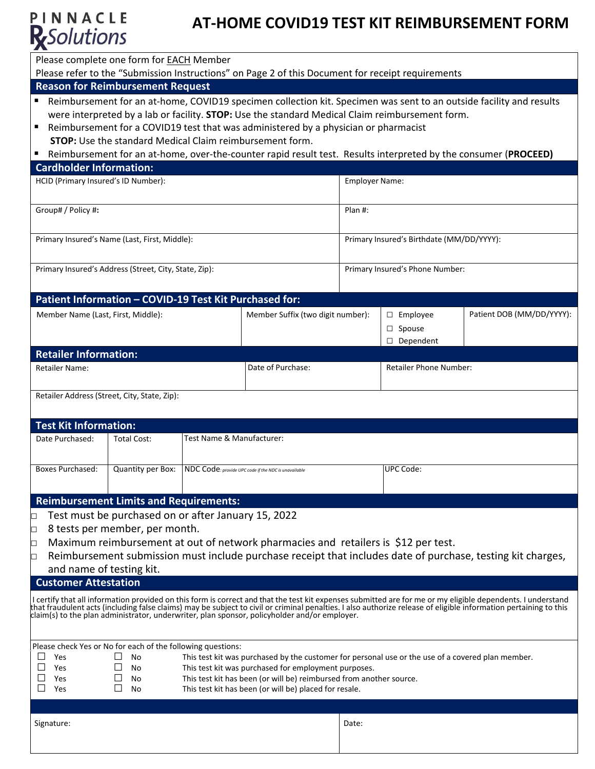PINNACLE RxSolutions

# AT-HOME COVID19 TEST KIT REIMBURSEMENT FORM

Please complete one form for EACH Member

Please refer to the "Submission Instructions" on Page 2 of this Document for receipt requirements

## Reason for Reimbursement Request

- Reimbursement for an at-home, COVID19 specimen collection kit. Specimen was sent to an outside facility and results were interpreted by a lab or facility. **STOP:** Use the standard Medical Claim reimbursement form.
- Reimbursement for a COVID19 test that was administered by a physician or pharmacist **STOP:** Use the standard Medical Claim reimbursement form.
- Reimbursement for an at-home, over-the-counter rapid result test. Results interpreted by the consumer (**PROCEED)**

## Cardholder Information:

| | |
|---|---|
| HCID (Primary Insured's ID Number): | Employer Name: |
| Group# / Policy #: | Plan #: |
| Primary Insured's Name (Last, First, Middle): | Primary Insured's Birthdate (MM/DD/YYYY): |
| Primary Insured's Address (Street, City, State, Zip): | Primary Insured's Phone Number: |

## Patient Information – COVID-19 Test Kit Purchased for:

| Member Name (Last, First, Middle): | Member Suffix (two digit number): | ☐ Employee ☐ Spouse ☐ Dependent | Patient DOB (MM/DD/YYYY): |
|---|---|---|---|
| | | | |

## Retailer Information:

| Retailer Name: | Date of Purchase: | Retailer Phone Number: |
|---|---|---|
| Retailer Address (Street, City, State, Zip): | | |

## Test Kit Information:

| Date Purchased: | Total Cost: | Test Name & Manufacturer: | |
|---|---|---|---|
| Boxes Purchased: | Quantity per Box: | NDC Code: *provide UPC code if the NDC is unavailable* | UPC Code: |

## Reimbursement Limits and Requirements:

- ☐ Test must be purchased on or after January 15, 2022
- ☐ 8 tests per member, per month.
- ☐ Maximum reimbursement at out of network pharmacies and retailers is $12 per test.
- ☐ Reimbursement submission must include purchase receipt that includes date of purchase, testing kit charges, and name of testing kit.

## Customer Attestation

I certify that all information provided on this form is correct and that the test kit expenses submitted are for me or my eligible dependents. I understand that fraudulent acts (including false claims) may be subject to civil or criminal penalties. I also authorize release of eligible information pertaining to this claim(s) to the plan administrator, underwriter, plan sponsor, policyholder and/or employer.

Please check Yes or No for each of the following questions:

| Yes | No | |
|---|---|---|
| ☐ Yes | ☐ No | This test kit was purchased by the customer for personal use or the use of a covered plan member. |
| ☐ Yes | ☐ No | This test kit was purchased for employment purposes. |
| ☐ Yes | ☐ No | This test kit has been (or will be) reimbursed from another source. |
| ☐ Yes | ☐ No | This test kit has been (or will be) placed for resale. |

| Signature: | Date: |
|---|---|
| | |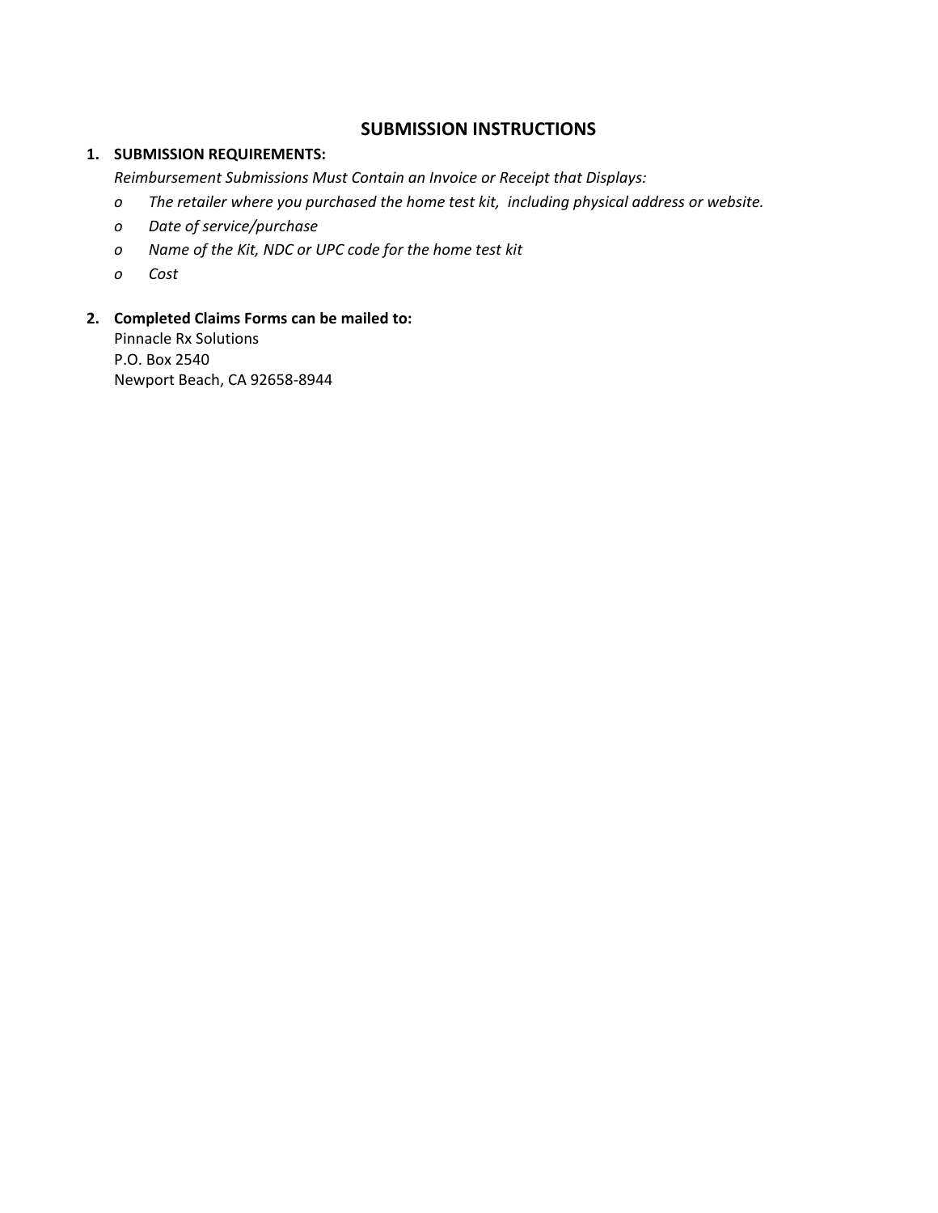## SUBMISSION INSTRUCTIONS

1. **SUBMISSION REQUIREMENTS:**

   *Reimbursement Submissions Must Contain an Invoice or Receipt that Displays:*

   - *The retailer where you purchased the home test kit, including physical address or website.*
   - *Date of service/purchase*
   - *Name of the Kit, NDC or UPC code for the home test kit*
   - *Cost*

2. **Completed Claims Forms can be mailed to:**

   Pinnacle Rx Solutions
   P.O. Box 2540
   Newport Beach, CA 92658-8944